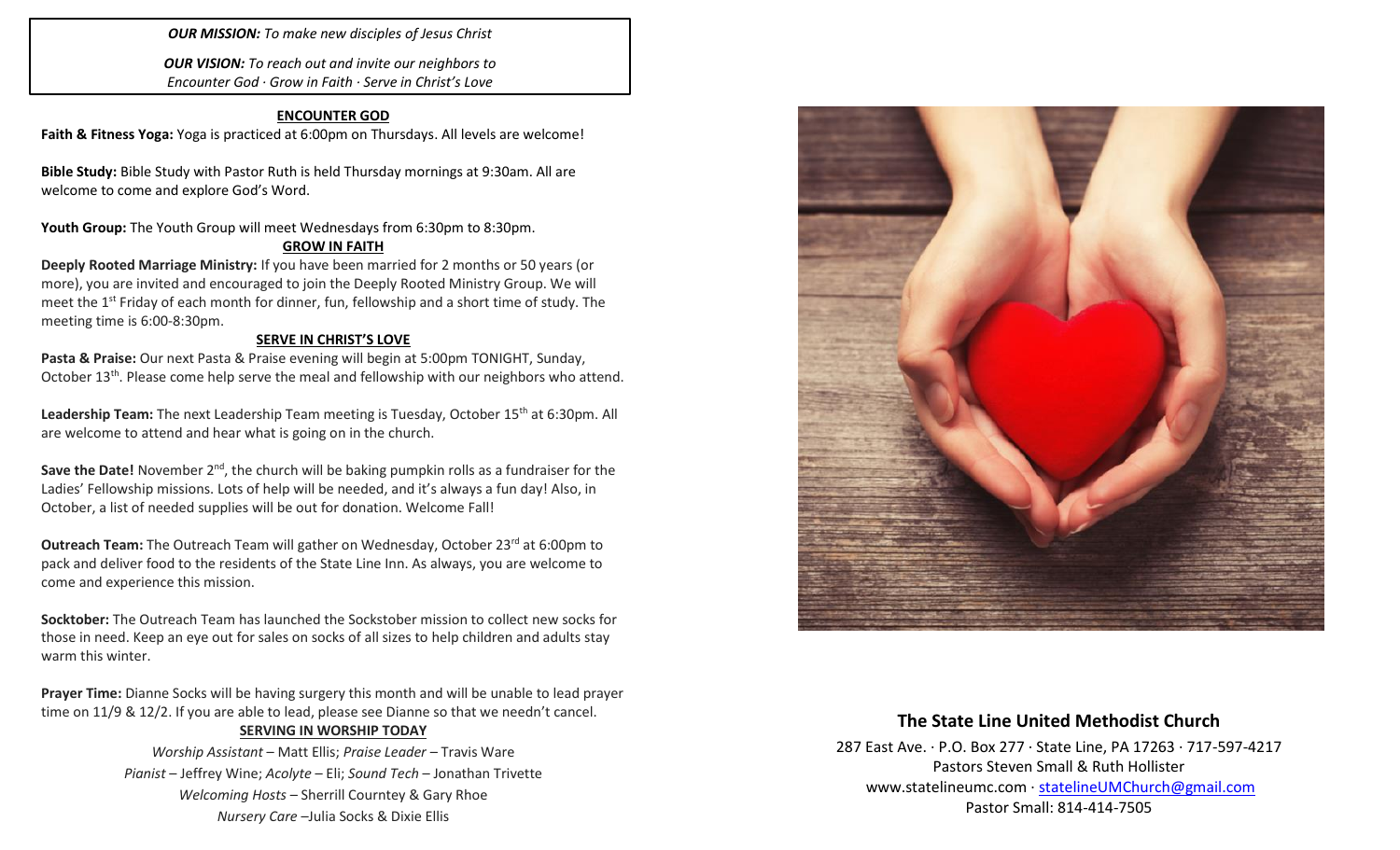***OUR MISSION:*** *To make new disciples of Jesus Christ*

***OUR VISION:*** *To reach out and invite our neighbors to Encounter God · Grow in Faith · Serve in Christ's Love*

## ENCOUNTER GOD

**Faith & Fitness Yoga:** Yoga is practiced at 6:00pm on Thursdays. All levels are welcome!

**Bible Study:** Bible Study with Pastor Ruth is held Thursday mornings at 9:30am. All are welcome to come and explore God's Word.

**Youth Group:** The Youth Group will meet Wednesdays from 6:30pm to 8:30pm.

## GROW IN FAITH

**Deeply Rooted Marriage Ministry:** If you have been married for 2 months or 50 years (or more), you are invited and encouraged to join the Deeply Rooted Ministry Group. We will meet the 1st Friday of each month for dinner, fun, fellowship and a short time of study. The meeting time is 6:00-8:30pm.

## SERVE IN CHRIST'S LOVE

**Pasta & Praise:** Our next Pasta & Praise evening will begin at 5:00pm TONIGHT, Sunday, October 13th. Please come help serve the meal and fellowship with our neighbors who attend.

**Leadership Team:** The next Leadership Team meeting is Tuesday, October 15th at 6:30pm. All are welcome to attend and hear what is going on in the church.

**Save the Date!** November 2nd, the church will be baking pumpkin rolls as a fundraiser for the Ladies' Fellowship missions. Lots of help will be needed, and it's always a fun day! Also, in October, a list of needed supplies will be out for donation. Welcome Fall!

**Outreach Team:** The Outreach Team will gather on Wednesday, October 23rd at 6:00pm to pack and deliver food to the residents of the State Line Inn. As always, you are welcome to come and experience this mission.

**Socktober:** The Outreach Team has launched the Sockstober mission to collect new socks for those in need. Keep an eye out for sales on socks of all sizes to help children and adults stay warm this winter.

**Prayer Time:** Dianne Socks will be having surgery this month and will be unable to lead prayer time on 11/9 & 12/2. If you are able to lead, please see Dianne so that we needn't cancel.

## SERVING IN WORSHIP TODAY

*Worship Assistant* – Matt Ellis; *Praise Leader* – Travis Ware
*Pianist* – Jeffrey Wine; *Acolyte* – Eli; *Sound Tech* – Jonathan Trivette
*Welcoming Hosts* – Sherrill Courntey & Gary Rhoe
*Nursery Care* –Julia Socks & Dixie Ellis

# The State Line United Methodist Church

287 East Ave. · P.O. Box 277 · State Line, PA 17263 · 717-597-4217
Pastors Steven Small & Ruth Hollister
www.statelineumc.com · statelineUMChurch@gmail.com
Pastor Small: 814-414-7505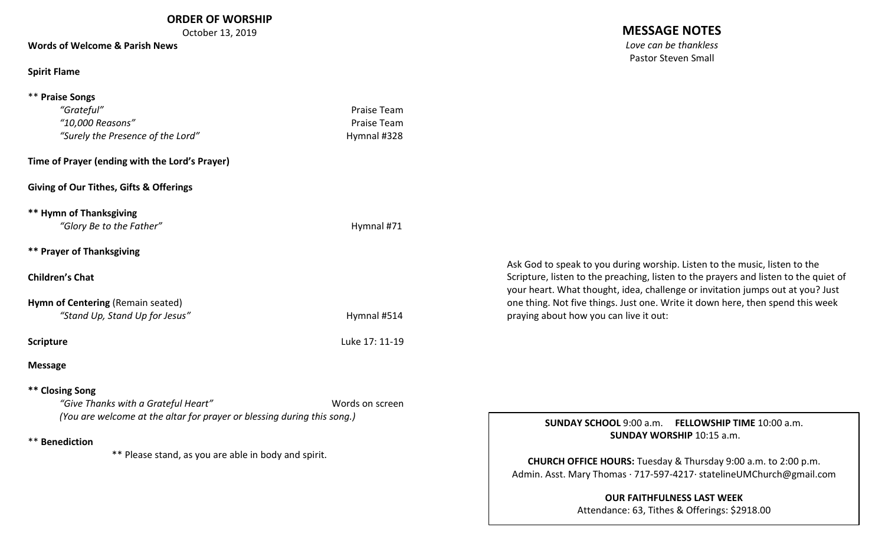## ORDER OF WORSHIP

October 13, 2019

**Words of Welcome & Parish News**

**Spirit Flame**

** **Praise Songs**

*"Grateful"* Praise Team
*"10,000 Reasons"* Praise Team
*"Surely the Presence of the Lord"* Hymnal #328

**Time of Prayer (ending with the Lord's Prayer)**

**Giving of Our Tithes, Gifts & Offerings**

**** Hymn of Thanksgiving**

*"Glory Be to the Father"* Hymnal #71

**** Prayer of Thanksgiving**

**Children's Chat**

**Hymn of Centering** (Remain seated)

*"Stand Up, Stand Up for Jesus"* Hymnal #514

**Scripture** Luke 17: 11-19

**Message**

**** Closing Song**

*"Give Thanks with a Grateful Heart"* Words on screen

*(You are welcome at the altar for prayer or blessing during this song.)*

** **Benediction**

** Please stand, as you are able in body and spirit.

## MESSAGE NOTES

*Love can be thankless*

Pastor Steven Small

Ask God to speak to you during worship. Listen to the music, listen to the Scripture, listen to the preaching, listen to the prayers and listen to the quiet of your heart. What thought, idea, challenge or invitation jumps out at you? Just one thing. Not five things. Just one. Write it down here, then spend this week praying about how you can live it out:

**SUNDAY SCHOOL** 9:00 a.m. **FELLOWSHIP TIME** 10:00 a.m.
**SUNDAY WORSHIP** 10:15 a.m.

**CHURCH OFFICE HOURS:** Tuesday & Thursday 9:00 a.m. to 2:00 p.m.
Admin. Asst. Mary Thomas · 717-597-4217· statelineUMChurch@gmail.com

**OUR FAITHFULNESS LAST WEEK**
Attendance: 63, Tithes & Offerings: $2918.00